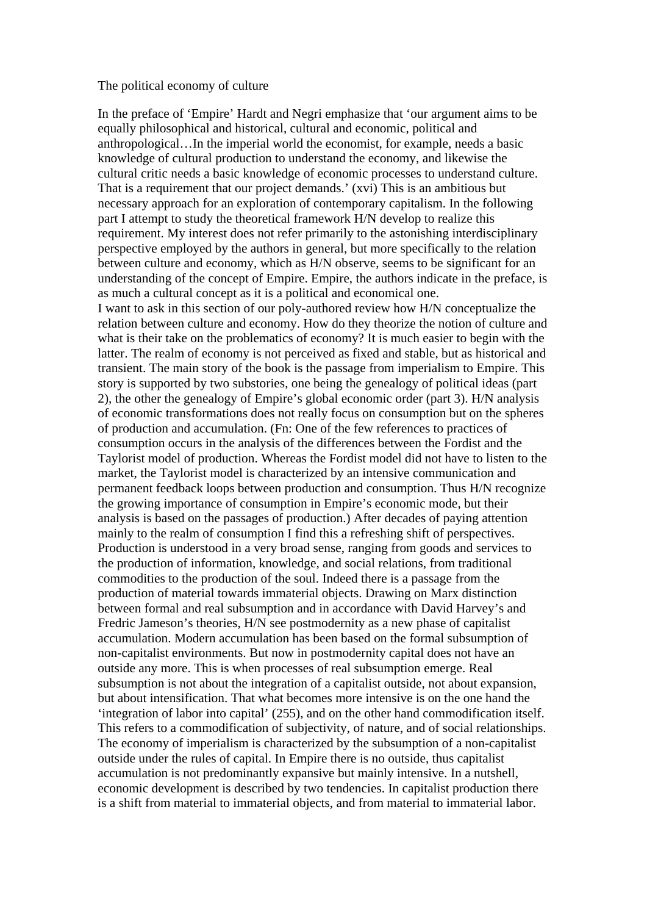The political economy of culture

In the preface of 'Empire' Hardt and Negri emphasize that 'our argument aims to be equally philosophical and historical, cultural and economic, political and anthropological…In the imperial world the economist, for example, needs a basic knowledge of cultural production to understand the economy, and likewise the cultural critic needs a basic knowledge of economic processes to understand culture. That is a requirement that our project demands.' (xvi) This is an ambitious but necessary approach for an exploration of contemporary capitalism. In the following part I attempt to study the theoretical framework H/N develop to realize this requirement. My interest does not refer primarily to the astonishing interdisciplinary perspective employed by the authors in general, but more specifically to the relation between culture and economy, which as H/N observe, seems to be significant for an understanding of the concept of Empire. Empire, the authors indicate in the preface, is as much a cultural concept as it is a political and economical one.

I want to ask in this section of our poly-authored review how H/N conceptualize the relation between culture and economy. How do they theorize the notion of culture and what is their take on the problematics of economy? It is much easier to begin with the latter. The realm of economy is not perceived as fixed and stable, but as historical and transient. The main story of the book is the passage from imperialism to Empire. This story is supported by two substories, one being the genealogy of political ideas (part 2), the other the genealogy of Empire's global economic order (part 3). H/N analysis of economic transformations does not really focus on consumption but on the spheres of production and accumulation. (Fn: One of the few references to practices of consumption occurs in the analysis of the differences between the Fordist and the Taylorist model of production. Whereas the Fordist model did not have to listen to the market, the Taylorist model is characterized by an intensive communication and permanent feedback loops between production and consumption. Thus H/N recognize the growing importance of consumption in Empire's economic mode, but their analysis is based on the passages of production.) After decades of paying attention mainly to the realm of consumption I find this a refreshing shift of perspectives. Production is understood in a very broad sense, ranging from goods and services to the production of information, knowledge, and social relations, from traditional commodities to the production of the soul. Indeed there is a passage from the production of material towards immaterial objects. Drawing on Marx distinction between formal and real subsumption and in accordance with David Harvey's and Fredric Jameson's theories, H/N see postmodernity as a new phase of capitalist accumulation. Modern accumulation has been based on the formal subsumption of non-capitalist environments. But now in postmodernity capital does not have an outside any more. This is when processes of real subsumption emerge. Real subsumption is not about the integration of a capitalist outside, not about expansion, but about intensification. That what becomes more intensive is on the one hand the 'integration of labor into capital' (255), and on the other hand commodification itself. This refers to a commodification of subjectivity, of nature, and of social relationships. The economy of imperialism is characterized by the subsumption of a non-capitalist outside under the rules of capital. In Empire there is no outside, thus capitalist accumulation is not predominantly expansive but mainly intensive. In a nutshell, economic development is described by two tendencies. In capitalist production there is a shift from material to immaterial objects, and from material to immaterial labor.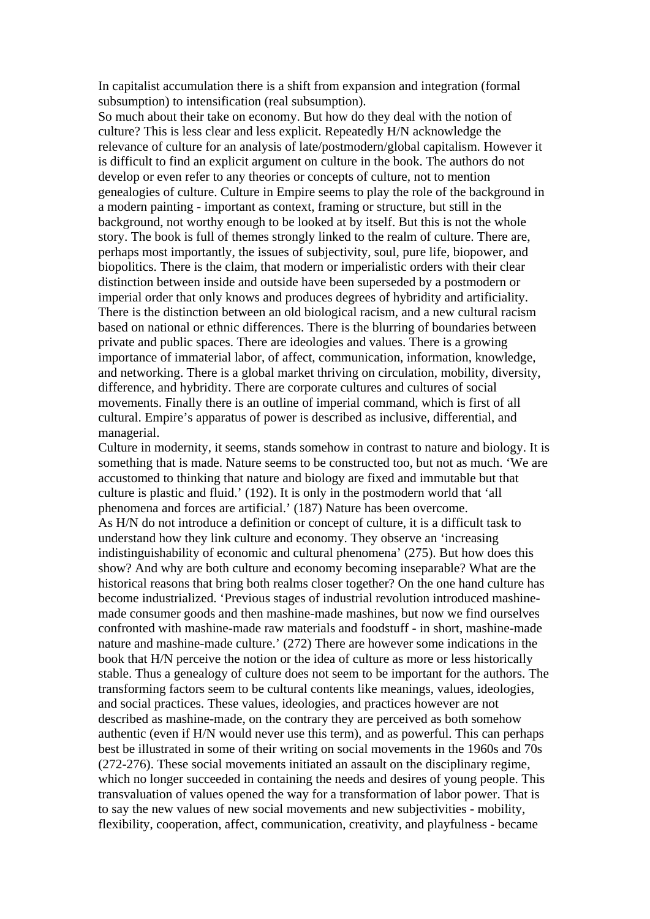In capitalist accumulation there is a shift from expansion and integration (formal subsumption) to intensification (real subsumption).

So much about their take on economy. But how do they deal with the notion of culture? This is less clear and less explicit. Repeatedly H/N acknowledge the relevance of culture for an analysis of late/postmodern/global capitalism. However it is difficult to find an explicit argument on culture in the book. The authors do not develop or even refer to any theories or concepts of culture, not to mention genealogies of culture. Culture in Empire seems to play the role of the background in a modern painting - important as context, framing or structure, but still in the background, not worthy enough to be looked at by itself. But this is not the whole story. The book is full of themes strongly linked to the realm of culture. There are, perhaps most importantly, the issues of subjectivity, soul, pure life, biopower, and biopolitics. There is the claim, that modern or imperialistic orders with their clear distinction between inside and outside have been superseded by a postmodern or imperial order that only knows and produces degrees of hybridity and artificiality. There is the distinction between an old biological racism, and a new cultural racism based on national or ethnic differences. There is the blurring of boundaries between private and public spaces. There are ideologies and values. There is a growing importance of immaterial labor, of affect, communication, information, knowledge, and networking. There is a global market thriving on circulation, mobility, diversity, difference, and hybridity. There are corporate cultures and cultures of social movements. Finally there is an outline of imperial command, which is first of all cultural. Empire's apparatus of power is described as inclusive, differential, and managerial.

Culture in modernity, it seems, stands somehow in contrast to nature and biology. It is something that is made. Nature seems to be constructed too, but not as much. 'We are accustomed to thinking that nature and biology are fixed and immutable but that culture is plastic and fluid.' (192). It is only in the postmodern world that 'all phenomena and forces are artificial.' (187) Nature has been overcome.

As H/N do not introduce a definition or concept of culture, it is a difficult task to understand how they link culture and economy. They observe an 'increasing indistinguishability of economic and cultural phenomena' (275). But how does this show? And why are both culture and economy becoming inseparable? What are the historical reasons that bring both realms closer together? On the one hand culture has become industrialized. 'Previous stages of industrial revolution introduced mashine-made consumer goods and then mashine-made mashines, but now we find ourselves confronted with mashine-made raw materials and foodstuff - in short, mashine-made nature and mashine-made culture.' (272) There are however some indications in the book that H/N perceive the notion or the idea of culture as more or less historically stable. Thus a genealogy of culture does not seem to be important for the authors. The transforming factors seem to be cultural contents like meanings, values, ideologies, and social practices. These values, ideologies, and practices however are not described as mashine-made, on the contrary they are perceived as both somehow authentic (even if H/N would never use this term), and as powerful. This can perhaps best be illustrated in some of their writing on social movements in the 1960s and 70s (272-276). These social movements initiated an assault on the disciplinary regime, which no longer succeeded in containing the needs and desires of young people. This transvaluation of values opened the way for a transformation of labor power. That is to say the new values of new social movements and new subjectivities - mobility, flexibility, cooperation, affect, communication, creativity, and playfulness - became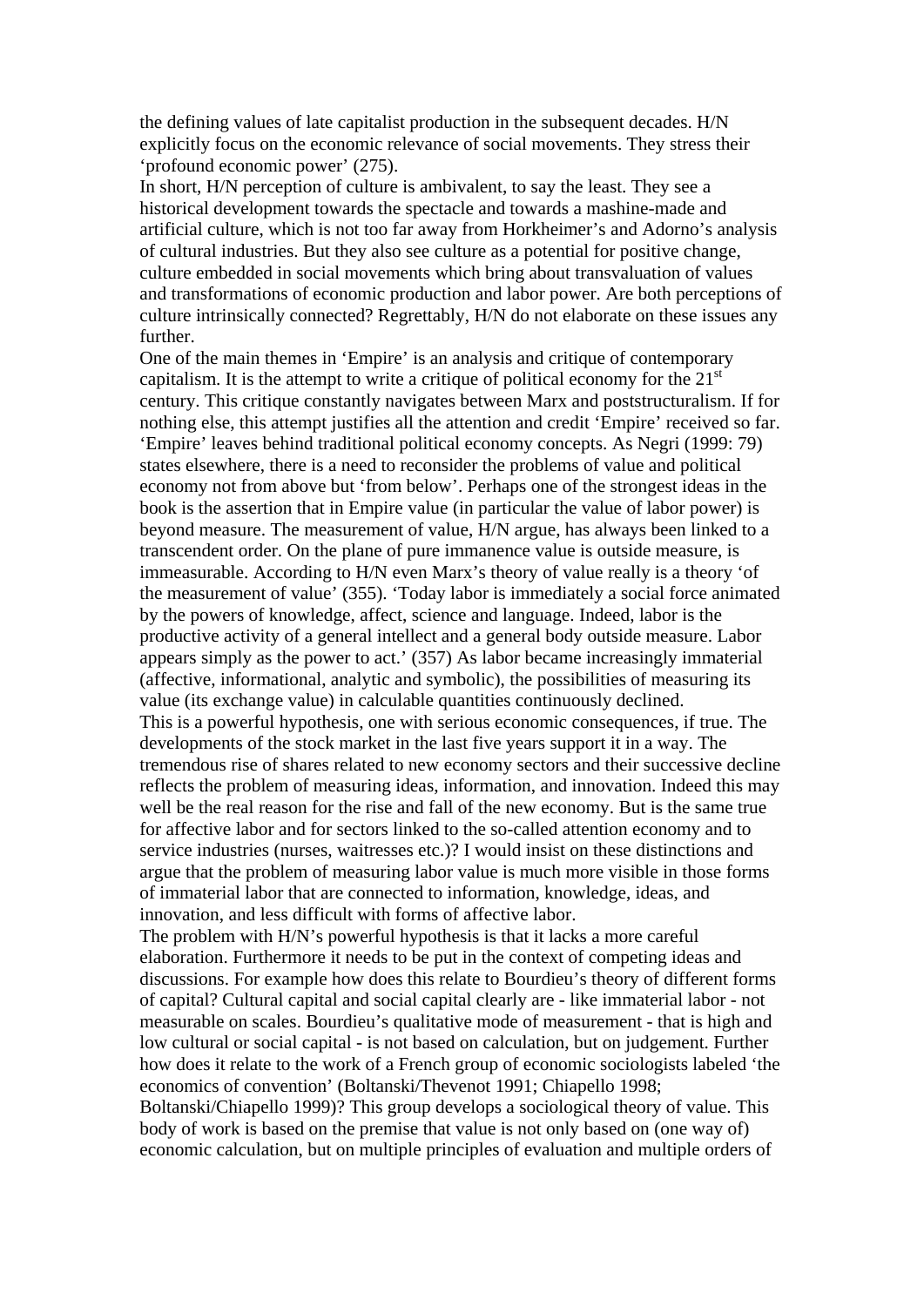the defining values of late capitalist production in the subsequent decades. H/N explicitly focus on the economic relevance of social movements. They stress their 'profound economic power' (275).

In short, H/N perception of culture is ambivalent, to say the least. They see a historical development towards the spectacle and towards a mashine-made and artificial culture, which is not too far away from Horkheimer's and Adorno's analysis of cultural industries. But they also see culture as a potential for positive change, culture embedded in social movements which bring about transvaluation of values and transformations of economic production and labor power. Are both perceptions of culture intrinsically connected? Regrettably, H/N do not elaborate on these issues any further.

One of the main themes in 'Empire' is an analysis and critique of contemporary capitalism. It is the attempt to write a critique of political economy for the 21st century. This critique constantly navigates between Marx and poststructuralism. If for nothing else, this attempt justifies all the attention and credit 'Empire' received so far. 'Empire' leaves behind traditional political economy concepts. As Negri (1999: 79) states elsewhere, there is a need to reconsider the problems of value and political economy not from above but 'from below'. Perhaps one of the strongest ideas in the book is the assertion that in Empire value (in particular the value of labor power) is beyond measure. The measurement of value, H/N argue, has always been linked to a transcendent order. On the plane of pure immanence value is outside measure, is immeasurable. According to H/N even Marx's theory of value really is a theory 'of the measurement of value' (355). 'Today labor is immediately a social force animated by the powers of knowledge, affect, science and language. Indeed, labor is the productive activity of a general intellect and a general body outside measure. Labor appears simply as the power to act.' (357) As labor became increasingly immaterial (affective, informational, analytic and symbolic), the possibilities of measuring its value (its exchange value) in calculable quantities continuously declined.

This is a powerful hypothesis, one with serious economic consequences, if true. The developments of the stock market in the last five years support it in a way. The tremendous rise of shares related to new economy sectors and their successive decline reflects the problem of measuring ideas, information, and innovation. Indeed this may well be the real reason for the rise and fall of the new economy. But is the same true for affective labor and for sectors linked to the so-called attention economy and to service industries (nurses, waitresses etc.)? I would insist on these distinctions and argue that the problem of measuring labor value is much more visible in those forms of immaterial labor that are connected to information, knowledge, ideas, and innovation, and less difficult with forms of affective labor.

The problem with H/N's powerful hypothesis is that it lacks a more careful elaboration. Furthermore it needs to be put in the context of competing ideas and discussions. For example how does this relate to Bourdieu's theory of different forms of capital? Cultural capital and social capital clearly are - like immaterial labor - not measurable on scales. Bourdieu's qualitative mode of measurement - that is high and low cultural or social capital - is not based on calculation, but on judgement. Further how does it relate to the work of a French group of economic sociologists labeled 'the economics of convention' (Boltanski/Thevenot 1991; Chiapello 1998; Boltanski/Chiapello 1999)? This group develops a sociological theory of value. This body of work is based on the premise that value is not only based on (one way of) economic calculation, but on multiple principles of evaluation and multiple orders of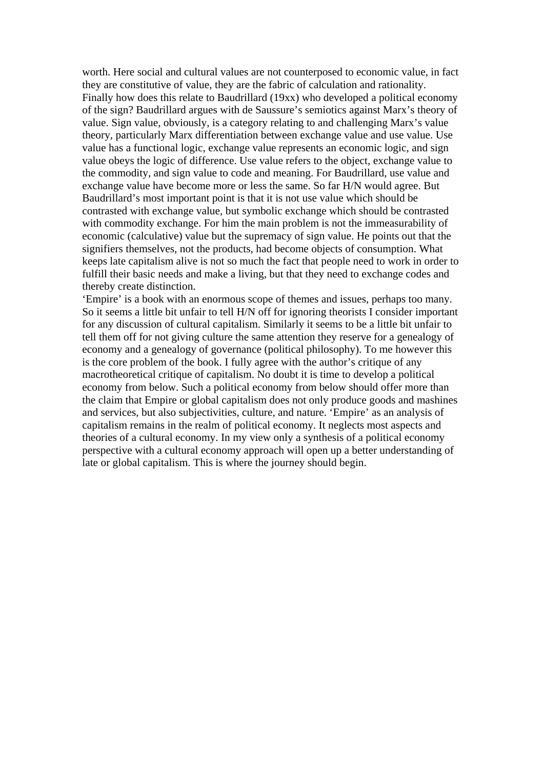worth. Here social and cultural values are not counterposed to economic value, in fact they are constitutive of value, they are the fabric of calculation and rationality. Finally how does this relate to Baudrillard (19xx) who developed a political economy of the sign? Baudrillard argues with de Saussure's semiotics against Marx's theory of value. Sign value, obviously, is a category relating to and challenging Marx's value theory, particularly Marx differentiation between exchange value and use value. Use value has a functional logic, exchange value represents an economic logic, and sign value obeys the logic of difference. Use value refers to the object, exchange value to the commodity, and sign value to code and meaning. For Baudrillard, use value and exchange value have become more or less the same. So far H/N would agree. But Baudrillard's most important point is that it is not use value which should be contrasted with exchange value, but symbolic exchange which should be contrasted with commodity exchange. For him the main problem is not the immeasurability of economic (calculative) value but the supremacy of sign value. He points out that the signifiers themselves, not the products, had become objects of consumption. What keeps late capitalism alive is not so much the fact that people need to work in order to fulfill their basic needs and make a living, but that they need to exchange codes and thereby create distinction.

'Empire' is a book with an enormous scope of themes and issues, perhaps too many. So it seems a little bit unfair to tell H/N off for ignoring theorists I consider important for any discussion of cultural capitalism. Similarly it seems to be a little bit unfair to tell them off for not giving culture the same attention they reserve for a genealogy of economy and a genealogy of governance (political philosophy). To me however this is the core problem of the book. I fully agree with the author's critique of any macrotheoretical critique of capitalism. No doubt it is time to develop a political economy from below. Such a political economy from below should offer more than the claim that Empire or global capitalism does not only produce goods and mashines and services, but also subjectivities, culture, and nature. 'Empire' as an analysis of capitalism remains in the realm of political economy. It neglects most aspects and theories of a cultural economy. In my view only a synthesis of a political economy perspective with a cultural economy approach will open up a better understanding of late or global capitalism. This is where the journey should begin.